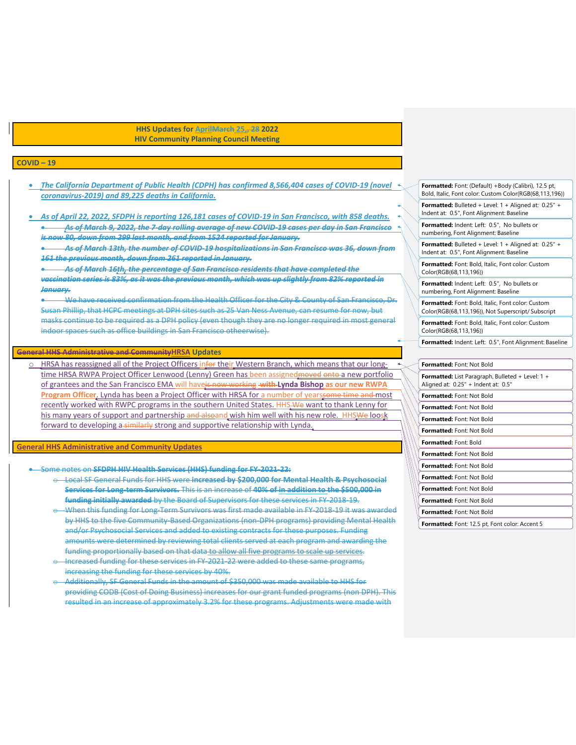**HHS Updates for April~~March~~ 25, ~~28~~ 2022**
**HIV Community Planning Council Meeting**

## COVID – 19

- ***The California Department of Public Health (CDPH) has confirmed 8,566,404 cases of COVID-19 (novel coronavirus-2019) and 89,225 deaths in California.***
- ***As of April 22, 2022, SFDPH is reporting 126,181 cases of COVID-19 in San Francisco, with 858 deaths.***
  - ~~***As of March 9, 2022, the 7-day rolling average of new COVID-19 cases per day in San Francisco is now 80, down from 299 last month, and from 1524 reported for January.***~~
  - ~~***As of March 13th, the number of COVID-19 hospitalizations in San Francisco was 36, down from 161 the previous month, down from 261 reported in January.***~~
  - ~~***As of March 16th, the percentage of San Francisco residents that have completed the vaccination series is 83%, as it was the previous month, which was up slightly from 82% reported in January.***~~
  - ~~We have received confirmation from the Health Officer for the City & County of San Francisco, Dr. Susan Phillip, that HCPC meetings at DPH sites such as 25 Van Ness Avenue, can resume for now, but masks continue to be required as a DPH policy (even though they are no longer required in most general indoor spaces such as office buildings in San Francisco otheerwise).~~

## ~~General HHS Administrative and Community~~HRSA Updates

- HRSA has reassigned all of the Project Officers in~~for~~ their Western Branch, which means that our long-time HRSA RWPA Project Officer Lenwood (Lenny) Green has been assigned~~moved onto~~ a new portfolio of grantees and the San Francisco EMA will have~~is now working~~ ~~with~~ **Lynda Bishop as our new RWPA Program Officer**. Lynda has been a Project Officer with HRSA for a number of years~~some time and~~ most recently worked with RWPC programs in the southern United States. HHS ~~We~~ want to thank Lenny for his many years of support and partnership ~~and also~~and wish him well with his new role. HHS~~We~~ loo~~s~~k forward to developing a ~~similarly~~ strong and supportive relationship with Lynda.

## General HHS Administrative and Community Updates

- ~~Some notes on **SFDPH HIV Health Services (HHS) funding for FY-2021-22:**~~
  - ~~Local SF General Funds for HHS were **increased by $200,000 for Mental Health & Psychosocial Services for Long-term Survivors.** This is an increase of **40% of in addition to the $500,000 in funding initially awarded** by the Board of Supervisors for these services in FY-2018-19.~~
  - ~~When this funding for Long-Term Survivors was first made available in FY-2018-19 it was awarded by HHS to the five Community-Based Organizations (non-DPH programs) providing Mental Health and/or Psychosocial Services and added to existing contracts for these purposes. Funding amounts were determined by reviewing total clients served at each program and awarding the funding proportionally based on that data to allow all five programs to scale up services.~~
  - ~~Increased funding for these services in FY-2021-22 were added to these same programs, increasing the funding for these services by 40%.~~
  - ~~Additionally, SF General Funds in the amount of $350,000 was made available to HHS for providing CODB (Cost of Doing Business) increases for our grant funded programs (non DPH). This resulted in an increase of approximately 3.2% for these programs. Adjustments were made with~~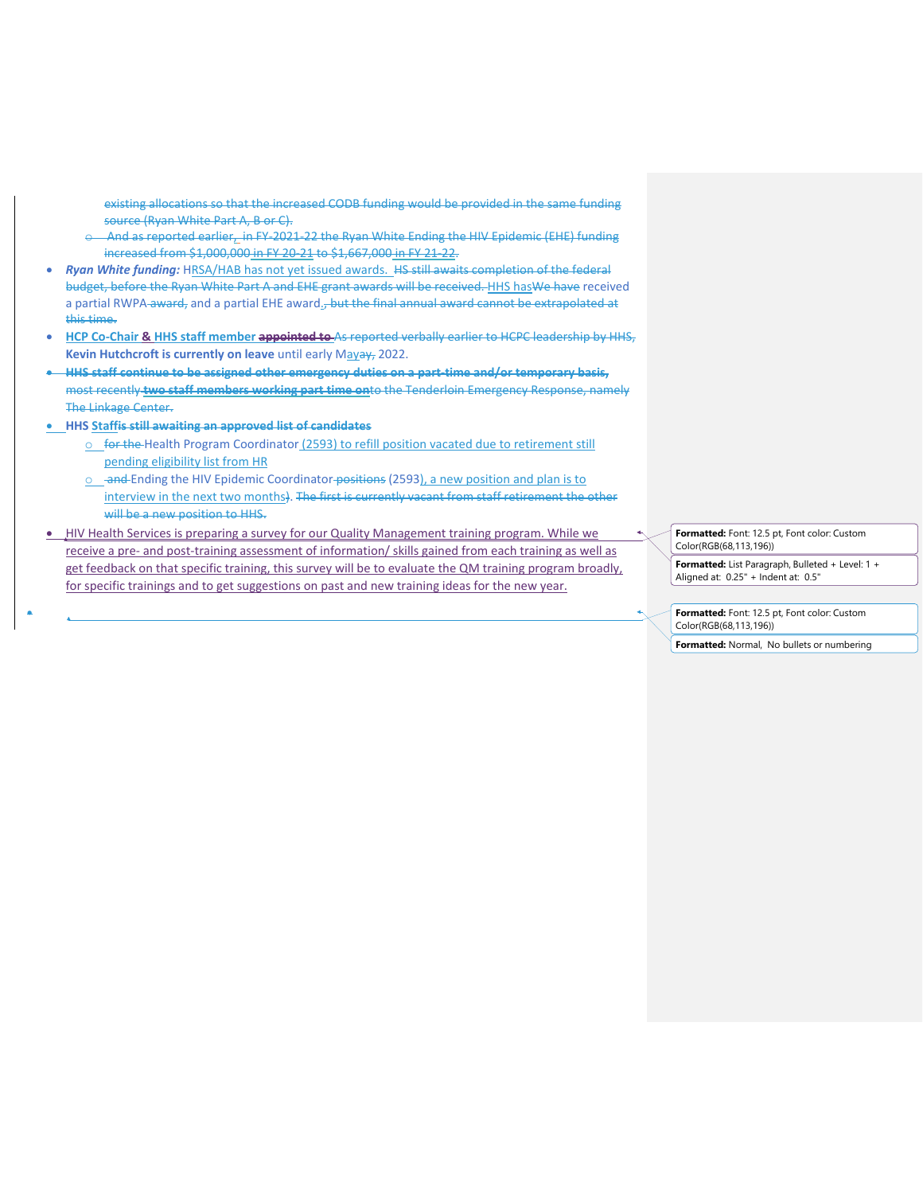~~existing allocations so that the increased CODB funding would be provided in the same funding source (Ryan White Part A, B or C).~~

- ~~And as reported earlier, in FY-2021-22 the Ryan White Ending the HIV Epidemic (EHE) funding increased from $1,000,000 in FY 20-21 to $1,667,000 in FY 21-22.~~

- ***Ryan White funding:*** HRSA/HAB has not yet issued awards. ~~HS still awaits completion of the federal budget, before the Ryan White Part A and EHE grant awards will be received.~~ HHS has~~We have~~ received a partial RWPA~~ award,~~ and a partial EHE award.~~, but the final annual award cannot be extrapolated at this time.~~
- **HCP Co-Chair & HHS staff member ~~appointed to~~** ~~As reported verbally earlier to HCPC leadership by HHS,~~ **Kevin Hutchcroft is currently on leave** until early May~~ay,~~ 2022.
- ~~**HHS staff continue to be assigned other emergency duties on a part-time and/or temporary basis,** most recently **two staff members working part time on**to the Tenderloin Emergency Response, namely The Linkage Center.~~
- **HHS Staff~~is still awaiting an approved list of candidates~~**
  - ~~for the~~ Health Program Coordinator (2593) to refill position vacated due to retirement still pending eligibility list from HR
  - ~~and~~ Ending the HIV Epidemic Coordinator~~ positions~~ (2593), a new position and plan is to interview in the next two months~~)~~. ~~The first is currently vacant from staff retirement the other will be a new position to HHS.~~
- HIV Health Services is preparing a survey for our Quality Management training program. While we receive a pre- and post-training assessment of information/ skills gained from each training as well as get feedback on that specific training, this survey will be to evaluate the QM training program broadly, for specific trainings and to get suggestions on past and new training ideas for the new year.

**Formatted:** Font: 12.5 pt, Font color: Custom Color(RGB(68,113,196))

**Formatted:** List Paragraph, Bulleted + Level: 1 + Aligned at: 0.25" + Indent at: 0.5"

**Formatted:** Font: 12.5 pt, Font color: Custom Color(RGB(68,113,196))

**Formatted:** Normal, No bullets or numbering